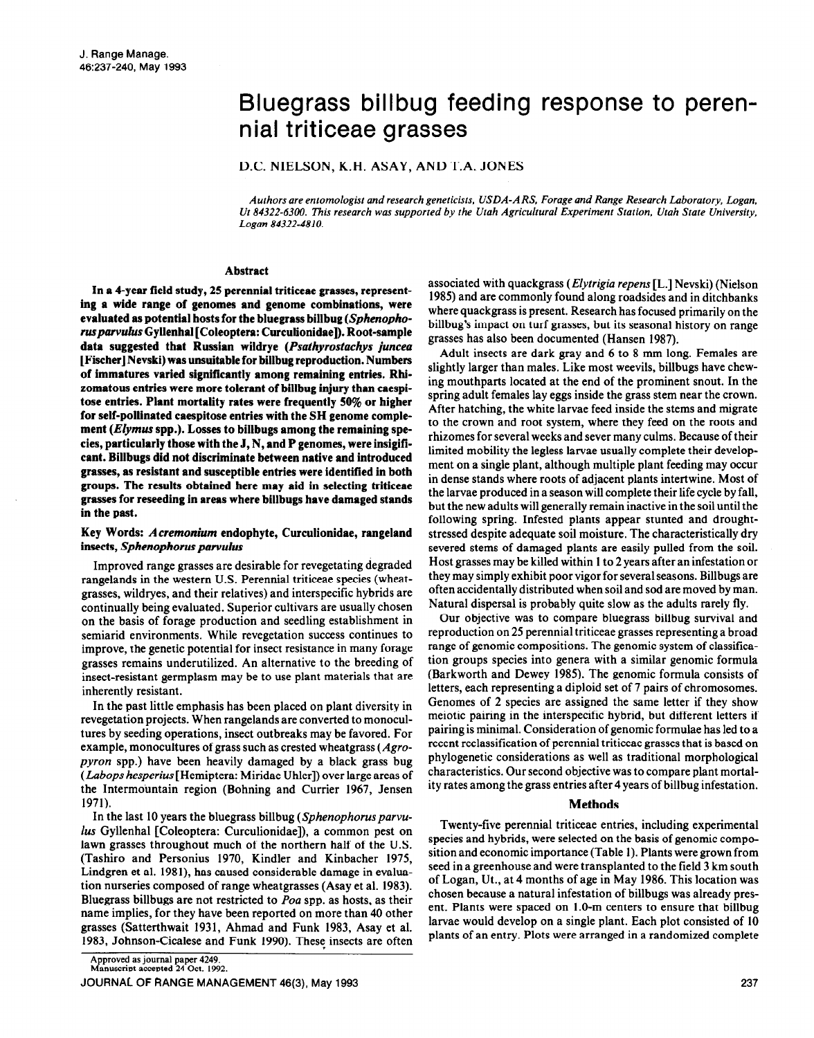# Bluegrass billbug feeding response to perennial triticeae grasses

D.C. NIELSON, K.H. ASAY, AND T.A. JONES

*Authors are entomologist and research geneticists, USDA-ARS, Forage and Range Research Laboratory, Logan, Ut 84322-6300. This research was supported by the Utah Agricultural Experiment Station, Utah State University, Logan 84322-4810.*

## Abstract

**In a 4-year field study, 25 perennial triticeae grasses, representing a wide range of genomes and genome combinations, were evaluated as potential hosts for the bluegrass billbug (*Sphenophorus parvulus* Gyllenhal [Coleoptera: Curculionidae]). Root-sample data suggested that Russian wildrye (*Psathyrostachys juncea* [Fischer] Nevski) was unsuitable for billbug reproduction. Numbers of immatures varied significantly among remaining entries. Rhizomatous entries were more tolerant of billbug injury than caespitose entries. Plant mortality rates were frequently 50% or higher for self-pollinated caespitose entries with the SH genome complement (*Elymus* spp.). Losses to billbugs among the remaining species, particularly those with the J, N, and P genomes, were insigificant. Billbugs did not discriminate between native and introduced grasses, as resistant and susceptible entries were identified in both groups. The results obtained here may aid in selecting triticeae grasses for reseeding in areas where billbugs have damaged stands in the past.**

**Key Words: *Acremonium* endophyte, Curculionidae, rangeland insects, *Sphenophorus parvulus***

Improved range grasses are desirable for revegetating degraded rangelands in the western U.S. Perennial triticeae species (wheatgrasses, wildryes, and their relatives) and interspecific hybrids are continually being evaluated. Superior cultivars are usually chosen on the basis of forage production and seedling establishment in semiarid environments. While revegetation success continues to improve, the genetic potential for insect resistance in many forage grasses remains underutilized. An alternative to the breeding of insect-resistant germplasm may be to use plant materials that are inherently resistant.

In the past little emphasis has been placed on plant diversity in revegetation projects. When rangelands are converted to monocultures by seeding operations, insect outbreaks may be favored. For example, monocultures of grass such as crested wheatgrass (*Agropyron* spp.) have been heavily damaged by a black grass bug (*Labops hesperius* [Hemiptera: Miridae Uhler]) over large areas of the Intermountain region (Bohning and Currier 1967, Jensen 1971).

In the last 10 years the bluegrass billbug (*Sphenophorus parvulus* Gyllenhal [Coleoptera: Curculionidae]), a common pest on lawn grasses throughout much of the northern half of the U.S. (Tashiro and Personius 1970, Kindler and Kinbacher 1975, Lindgren et al. 1981), has caused considerable damage in evaluation nurseries composed of range wheatgrasses (Asay et al. 1983). Bluegrass billbugs are not restricted to *Poa* spp. as hosts, as their name implies, for they have been reported on more than 40 other grasses (Satterthwait 1931, Ahmad and Funk 1983, Asay et al. 1983, Johnson-Cicalese and Funk 1990). These insects are often associated with quackgrass (*Elytrigia repens* [L.] Nevski) (Nielson 1985) and are commonly found along roadsides and in ditchbanks where quackgrass is present. Research has focused primarily on the billbug's impact on turf grasses, but its seasonal history on range grasses has also been documented (Hansen 1987).

Adult insects are dark gray and 6 to 8 mm long. Females are slightly larger than males. Like most weevils, billbugs have chewing mouthparts located at the end of the prominent snout. In the spring adult females lay eggs inside the grass stem near the crown. After hatching, the white larvae feed inside the stems and migrate to the crown and root system, where they feed on the roots and rhizomes for several weeks and sever many culms. Because of their limited mobility the legless larvae usually complete their development on a single plant, although multiple plant feeding may occur in dense stands where roots of adjacent plants intertwine. Most of the larvae produced in a season will complete their life cycle by fall, but the new adults will generally remain inactive in the soil until the following spring. Infested plants appear stunted and drought-stressed despite adequate soil moisture. The characteristically dry severed stems of damaged plants are easily pulled from the soil. Host grasses may be killed within 1 to 2 years after an infestation or they may simply exhibit poor vigor for several seasons. Billbugs are often accidentally distributed when soil and sod are moved by man. Natural dispersal is probably quite slow as the adults rarely fly.

Our objective was to compare bluegrass billbug survival and reproduction on 25 perennial triticeae grasses representing a broad range of genomic compositions. The genomic system of classification groups species into genera with a similar genomic formula (Barkworth and Dewey 1985). The genomic formula consists of letters, each representing a diploid set of 7 pairs of chromosomes. Genomes of 2 species are assigned the same letter if they show meiotic pairing in the interspecific hybrid, but different letters if pairing is minimal. Consideration of genomic formulae has led to a recent reclassification of perennial triticeae grasses that is based on phylogenetic considerations as well as traditional morphological characteristics. Our second objective was to compare plant mortality rates among the grass entries after 4 years of billbug infestation.

## Methods

Twenty-five perennial triticeae entries, including experimental species and hybrids, were selected on the basis of genomic composition and economic importance (Table 1). Plants were grown from seed in a greenhouse and were transplanted to the field 3 km south of Logan, Ut., at 4 months of age in May 1986. This location was chosen because a natural infestation of billbugs was already present. Plants were spaced on 1.0-m centers to ensure that billbug larvae would develop on a single plant. Each plot consisted of 10 plants of an entry. Plots were arranged in a randomized complete

Approved as journal paper 4249.
Manuscript accepted 24 Oct. 1992.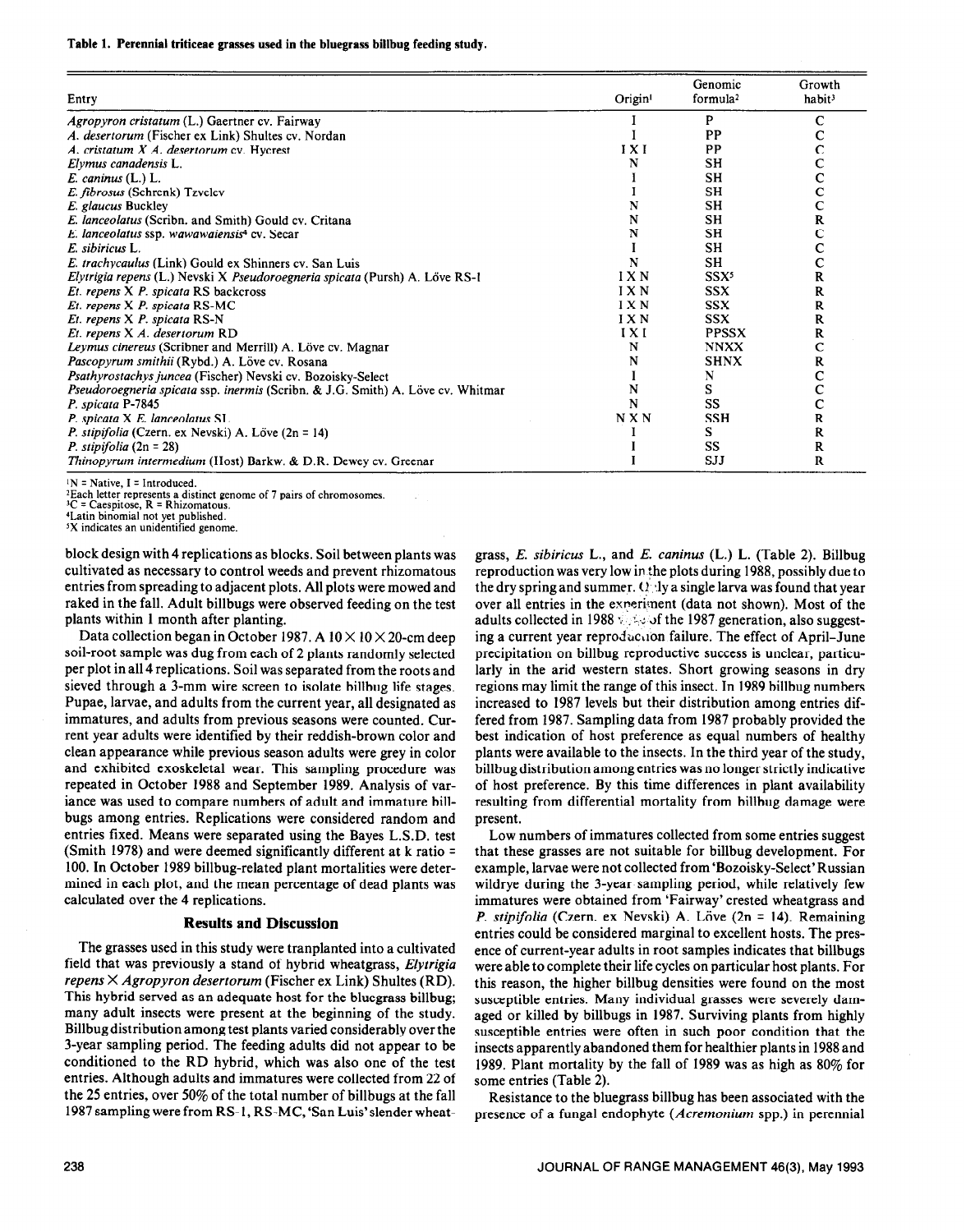**Table 1. Perennial triticeae grasses used in the bluegrass billbug feeding study.**

| Entry | Origin[1] | Genomic formula[2] | Growth habit[3] |
|---|---|---|---|
| *Agropyron cristatum* (L.) Gaertner cv. Fairway | I | P | C |
| *A. desertorum* (Fischer ex Link) Shultes cv. Nordan | I | PP | C |
| *A. cristatum* X *A. desertorum* cv. Hycrest | I X I | PP | C |
| *Elymus canadensis* L. | N | SH | C |
| *E. caninus* (L.) L. | I | SH | C |
| *E. fibrosus* (Schrenk) Tzvelev | I | SH | C |
| *E. glaucus* Buckley | N | SH | C |
| *E. lanceolatus* (Scribn. and Smith) Gould cv. Critana | N | SH | R |
| *E. lanceolatus* ssp. *wawawaiensis*[4] cv. Secar | N | SH | C |
| *E. sibiricus* L. | I | SH | C |
| *E. trachycaulus* (Link) Gould ex Shinners cv. San Luis | N | SH | C |
| *Elytrigia repens* (L.) Nevski X *Pseudoroegneria spicata* (Pursh) A. Löve RS-1 | I X N | SSX[5] | R |
| *Et. repens* X *P. spicata* RS backcross | I X N | SSX | R |
| *Et. repens* X *P. spicata* RS-MC | I X N | SSX | R |
| *Et. repens* X *P. spicata* RS-N | I X N | SSX | R |
| *Et. repens* X *A. desertorum* RD | I X I | PPSSX | R |
| *Leymus cinereus* (Scribner and Merrill) A. Löve cv. Magnar | N | NNXX | C |
| *Pascopyrum smithii* (Rybd.) A. Löve cv. Rosana | N | SHNX | R |
| *Psathyrostachys juncea* (Fischer) Nevski cv. Bozoisky-Select | I | N | C |
| *Pseudoroegneria spicata* ssp. *inermis* (Scribn. & J.G. Smith) A. Löve cv. Whitmar | N | S | C |
| *P. spicata* P-7845 | N | SS | C |
| *P. spicata* X *E. lanceolatus* SL | N X N | SSH | R |
| *P. stipifolia* (Czern. ex Nevski) A. Löve (2n = 14) | I | S | R |
| *P. stipifolia* (2n = 28) | I | SS | R |
| *Thinopyrum intermedium* (Host) Barkw. & D.R. Dewey cv. Greenar | I | SJJ | R |

[1]N = Native, I = Introduced.
[2]Each letter represents a distinct genome of 7 pairs of chromosomes.
[3]C = Caespitose, R = Rhizomatous.
[4]Latin binomial not yet published.
[5]X indicates an unidentified genome.

block design with 4 replications as blocks. Soil between plants was cultivated as necessary to control weeds and prevent rhizomatous entries from spreading to adjacent plots. All plots were mowed and raked in the fall. Adult billbugs were observed feeding on the test plants within 1 month after planting.

Data collection began in October 1987. A 10 × 10 × 20-cm deep soil-root sample was dug from each of 2 plants randomly selected per plot in all 4 replications. Soil was separated from the roots and sieved through a 3-mm wire screen to isolate billbug life stages. Pupae, larvae, and adults from the current year, all designated as immatures, and adults from previous seasons were counted. Current year adults were identified by their reddish-brown color and clean appearance while previous season adults were grey in color and exhibited exoskeletal wear. This sampling procedure was repeated in October 1988 and September 1989. Analysis of variance was used to compare numbers of adult and immature billbugs among entries. Replications were considered random and entries fixed. Means were separated using the Bayes L.S.D. test (Smith 1978) and were deemed significantly different at k ratio = 100. In October 1989 billbug-related plant mortalities were determined in each plot, and the mean percentage of dead plants was calculated over the 4 replications.

## Results and Discussion

The grasses used in this study were tranplanted into a cultivated field that was previously a stand of hybrid wheatgrass, *Elytrigia repens* × *Agropyron desertorum* (Fischer ex Link) Shultes (RD). This hybrid served as an adequate host for the bluegrass billbug; many adult insects were present at the beginning of the study. Billbug distribution among test plants varied considerably over the 3-year sampling period. The feeding adults did not appear to be conditioned to the RD hybrid, which was also one of the test entries. Although adults and immatures were collected from 22 of the 25 entries, over 50% of the total number of billbugs at the fall 1987 sampling were from RS-1, RS-MC, 'San Luis' slender wheatgrass, *E. sibiricus* L., and *E. caninus* (L.) L. (Table 2). Billbug reproduction was very low in the plots during 1988, possibly due to the dry spring and summer. Only a single larva was found that year over all entries in the experiment (data not shown). Most of the adults collected in 1988 were of the 1987 generation, also suggesting a current year reproduction failure. The effect of April–June precipitation on billbug reproductive success is unclear, particularly in the arid western states. Short growing seasons in dry regions may limit the range of this insect. In 1989 billbug numbers increased to 1987 levels but their distribution among entries differed from 1987. Sampling data from 1987 probably provided the best indication of host preference as equal numbers of healthy plants were available to the insects. In the third year of the study, billbug distribution among entries was no longer strictly indicative of host preference. By this time differences in plant availability resulting from differential mortality from billbug damage were present.

Low numbers of immatures collected from some entries suggest that these grasses are not suitable for billbug development. For example, larvae were not collected from 'Bozoisky-Select' Russian wildrye during the 3-year sampling period, while relatively few immatures were obtained from 'Fairway' crested wheatgrass and *P. stipifolia* (Czern. ex Nevski) A. Löve (2n = 14). Remaining entries could be considered marginal to excellent hosts. The presence of current-year adults in root samples indicates that billbugs were able to complete their life cycles on particular host plants. For this reason, the higher billbug densities were found on the most susceptible entries. Many individual grasses were severely damaged or killed by billbugs in 1987. Surviving plants from highly susceptible entries were often in such poor condition that the insects apparently abandoned them for healthier plants in 1988 and 1989. Plant mortality by the fall of 1989 was as high as 80% for some entries (Table 2).

Resistance to the bluegrass billbug has been associated with the presence of a fungal endophyte (*Acremonium* spp.) in perennial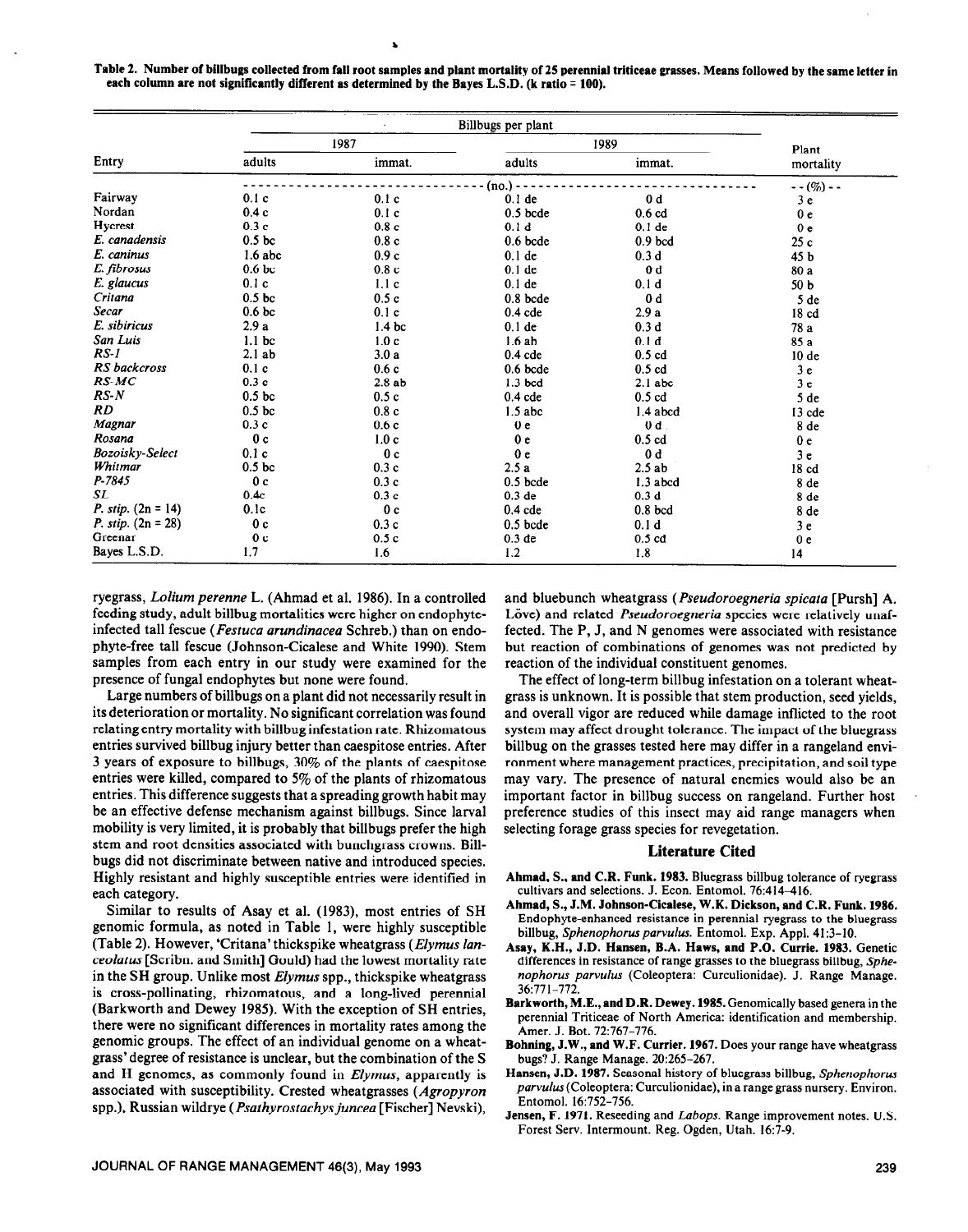**Table 2. Number of billbugs collected from fall root samples and plant mortality of 25 perennial triticeae grasses. Means followed by the same letter in each column are not significantly different as determined by the Bayes L.S.D. (k ratio = 100).**

| Entry | Billbugs per plant | | | | Plant mortality |
|---|---|---|---|---|---|
| | 1987 | | 1989 | | |
| | adults | immat. | adults | immat. | |
| | (no.) | | | | (%) |
| Fairway | 0.1 c | 0.1 c | 0.1 de | 0 d | 3 e |
| Nordan | 0.4 c | 0.1 c | 0.5 bcde | 0.6 cd | 0 e |
| Hycrest | 0.3 c | 0.8 c | 0.1 d | 0.1 de | 0 e |
| *E. canadensis* | 0.5 bc | 0.8 c | 0.6 bcde | 0.9 bcd | 25 c |
| *E. caninus* | 1.6 abc | 0.9 c | 0.1 de | 0.3 d | 45 b |
| *E. fibrosus* | 0.6 bc | 0.8 c | 0.1 de | 0 d | 80 a |
| *E. glaucus* | 0.1 c | 1.1 c | 0.1 de | 0.1 d | 50 b |
| *Critana* | 0.5 bc | 0.5 c | 0.8 bcde | 0 d | 5 de |
| *Secar* | 0.6 bc | 0.1 c | 0.4 cde | 2.9 a | 18 cd |
| *E. sibiricus* | 2.9 a | 1.4 bc | 0.1 de | 0.3 d | 78 a |
| *San Luis* | 1.1 bc | 1.0 c | 1.6 ab | 0.1 d | 85 a |
| *RS-1* | 2.1 ab | 3.0 a | 0.4 cde | 0.5 cd | 10 de |
| *RS backcross* | 0.1 c | 0.6 c | 0.6 bcde | 0.5 cd | 3 e |
| *RS-MC* | 0.3 c | 2.8 ab | 1.3 bcd | 2.1 abc | 3 e |
| *RS-N* | 0.5 bc | 0.5 c | 0.4 cde | 0.5 cd | 5 de |
| *RD* | 0.5 bc | 0.8 c | 1.5 abc | 1.4 abcd | 13 cde |
| *Magnar* | 0.3 c | 0.6 c | 0 e | 0 d | 8 de |
| *Rosana* | 0 c | 1.0 c | 0 e | 0.5 cd | 0 e |
| *Bozoisky-Select* | 0.1 c | 0 c | 0 e | 0 d | 3 e |
| *Whitmar* | 0.5 bc | 0.3 c | 2.5 a | 2.5 ab | 18 cd |
| *P-7845* | 0 c | 0.3 c | 0.5 bcde | 1.3 abcd | 8 de |
| *SL* | 0.4c | 0.3 c | 0.3 de | 0.3 d | 8 de |
| *P. stip.* (2n = 14) | 0.1c | 0 c | 0.4 cde | 0.8 bcd | 8 de |
| *P. stip.* (2n = 28) | 0 c | 0.3 c | 0.5 bcde | 0.1 d | 3 e |
| Greenar | 0 c | 0.5 c | 0.3 de | 0.5 cd | 0 e |
| Bayes L.S.D. | 1.7 | 1.6 | 1.2 | 1.8 | 14 |

ryegrass, *Lolium perenne* L. (Ahmad et al. 1986). In a controlled feeding study, adult billbug mortalities were higher on endophyte-infected tall fescue (*Festuca arundinacea* Schreb.) than on endophyte-free tall fescue (Johnson-Cicalese and White 1990). Stem samples from each entry in our study were examined for the presence of fungal endophytes but none were found.

Large numbers of billbugs on a plant did not necessarily result in its deterioration or mortality. No significant correlation was found relating entry mortality with billbug infestation rate. Rhizomatous entries survived billbug injury better than caespitose entries. After 3 years of exposure to billbugs, 30% of the plants of caespitose entries were killed, compared to 5% of the plants of rhizomatous entries. This difference suggests that a spreading growth habit may be an effective defense mechanism against billbugs. Since larval mobility is very limited, it is probably that billbugs prefer the high stem and root densities associated with bunchgrass crowns. Billbugs did not discriminate between native and introduced species. Highly resistant and highly susceptible entries were identified in each category.

Similar to results of Asay et al. (1983), most entries of SH genomic formula, as noted in Table 1, were highly susceptible (Table 2). However, 'Critana' thickspike wheatgrass (*Elymus lanceolatus* [Scribn. and Smith] Gould) had the lowest mortality rate in the SH group. Unlike most *Elymus* spp., thickspike wheatgrass is cross-pollinating, rhizomatous, and a long-lived perennial (Barkworth and Dewey 1985). With the exception of SH entries, there were no significant differences in mortality rates among the genomic groups. The effect of an individual genome on a wheatgrass' degree of resistance is unclear, but the combination of the S and H genomes, as commonly found in *Elymus*, apparently is associated with susceptibility. Crested wheatgrasses (*Agropyron* spp.), Russian wildrye (*Psathyrostachys juncea* [Fischer] Nevski), and bluebunch wheatgrass (*Pseudoroegneria spicata* [Pursh] A. Löve) and related *Pseudoroegneria* species were relatively unaffected. The P, J, and N genomes were associated with resistance but reaction of combinations of genomes was not predicted by reaction of the individual constituent genomes.

The effect of long-term billbug infestation on a tolerant wheatgrass is unknown. It is possible that stem production, seed yields, and overall vigor are reduced while damage inflicted to the root system may affect drought tolerance. The impact of the bluegrass billbug on the grasses tested here may differ in a rangeland environment where management practices, precipitation, and soil type may vary. The presence of natural enemies would also be an important factor in billbug success on rangeland. Further host preference studies of this insect may aid range managers when selecting forage grass species for revegetation.

## Literature Cited

**Ahmad, S., and C.R. Funk. 1983.** Bluegrass billbug tolerance of ryegrass cultivars and selections. J. Econ. Entomol. 76:414–416.

**Ahmad, S., J.M. Johnson-Cicalese, W.K. Dickson, and C.R. Funk. 1986.** Endophyte-enhanced resistance in perennial ryegrass to the bluegrass billbug, *Sphenophorus parvulus*. Entomol. Exp. Appl. 41:3–10.

**Asay, K.H., J.D. Hansen, B.A. Haws, and P.O. Currie. 1983.** Genetic differences in resistance of range grasses to the bluegrass billbug, *Sphenophorus parvulus* (Coleoptera: Curculionidae). J. Range Manage. 36:771–772.

**Barkworth, M.E., and D.R. Dewey. 1985.** Genomically based genera in the perennial Triticeae of North America: identification and membership. Amer. J. Bot. 72:767–776.

**Bohning, J.W., and W.F. Currier. 1967.** Does your range have wheatgrass bugs? J. Range Manage. 20:265–267.

**Hansen, J.D. 1987.** Seasonal history of bluegrass billbug, *Sphenophorus parvulus* (Coleoptera: Curculionidae), in a range grass nursery. Environ. Entomol. 16:752–756.

**Jensen, F. 1971.** Reseeding and *Labops*. Range improvement notes. U.S. Forest Serv. Intermount. Reg. Ogden, Utah. 16:7-9.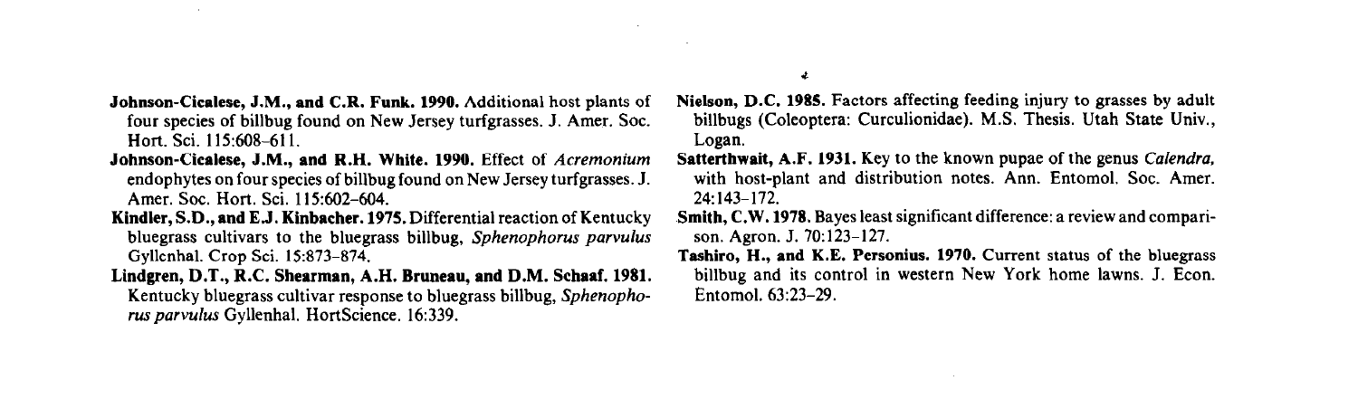**Johnson-Cicalese, J.M., and C.R. Funk. 1990.** Additional host plants of four species of billbug found on New Jersey turfgrasses. J. Amer. Soc. Hort. Sci. 115:608–611.

**Johnson-Cicalese, J.M., and R.H. White. 1990.** Effect of *Acremonium* endophytes on four species of billbug found on New Jersey turfgrasses. J. Amer. Soc. Hort. Sci. 115:602–604.

**Kindler, S.D., and E.J. Kinbacher. 1975.** Differential reaction of Kentucky bluegrass cultivars to the bluegrass billbug, *Sphenophorus parvulus* Gyllenhal. Crop Sci. 15:873–874.

**Lindgren, D.T., R.C. Shearman, A.H. Bruneau, and D.M. Schaaf. 1981.** Kentucky bluegrass cultivar response to bluegrass billbug, *Sphenophorus parvulus* Gyllenhal. HortScience. 16:339.

**Nielson, D.C. 1985.** Factors affecting feeding injury to grasses by adult billbugs (Coleoptera: Curculionidae). M.S. Thesis. Utah State Univ., Logan.

**Satterthwait, A.F. 1931.** Key to the known pupae of the genus *Calendra*, with host-plant and distribution notes. Ann. Entomol. Soc. Amer. 24:143–172.

**Smith, C.W. 1978.** Bayes least significant difference: a review and comparison. Agron. J. 70:123–127.

**Tashiro, H., and K.E. Personius. 1970.** Current status of the bluegrass billbug and its control in western New York home lawns. J. Econ. Entomol. 63:23–29.